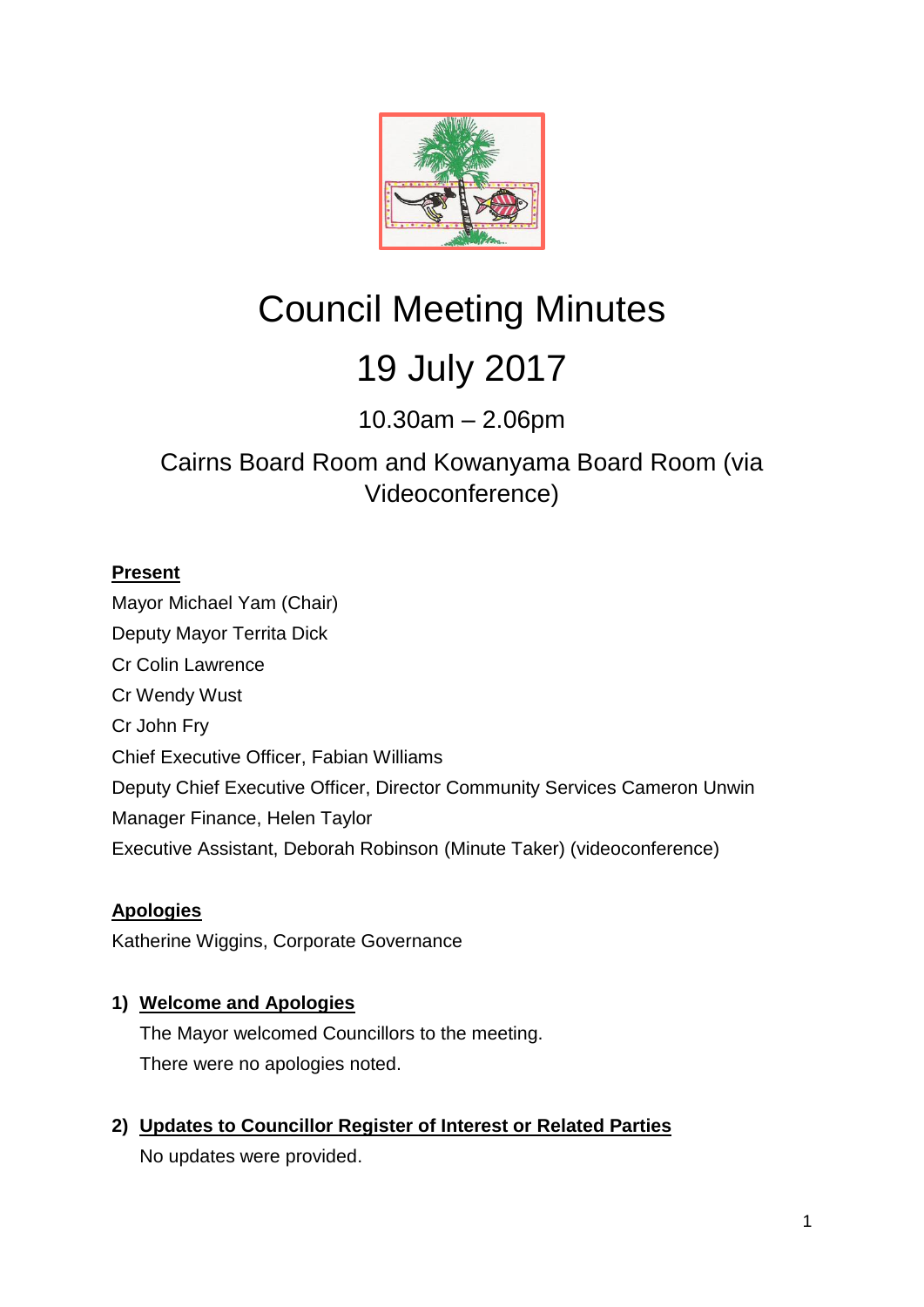# Council Meeting Minutes

# 19 July 2017

10.30am – 2.06pm

Cairns Board Room and Kowanyama Board Room (via Videoconference)

**Present**

Mayor Michael Yam (Chair)

Deputy Mayor Territa Dick

Cr Colin Lawrence

Cr Wendy Wust

Cr John Fry

Chief Executive Officer, Fabian Williams

Deputy Chief Executive Officer, Director Community Services Cameron Unwin

Manager Finance, Helen Taylor

Executive Assistant, Deborah Robinson (Minute Taker) (videoconference)

**Apologies**

Katherine Wiggins, Corporate Governance

1) **Welcome and Apologies**

   The Mayor welcomed Councillors to the meeting.

   There were no apologies noted.

2) **Updates to Councillor Register of Interest or Related Parties**

   No updates were provided.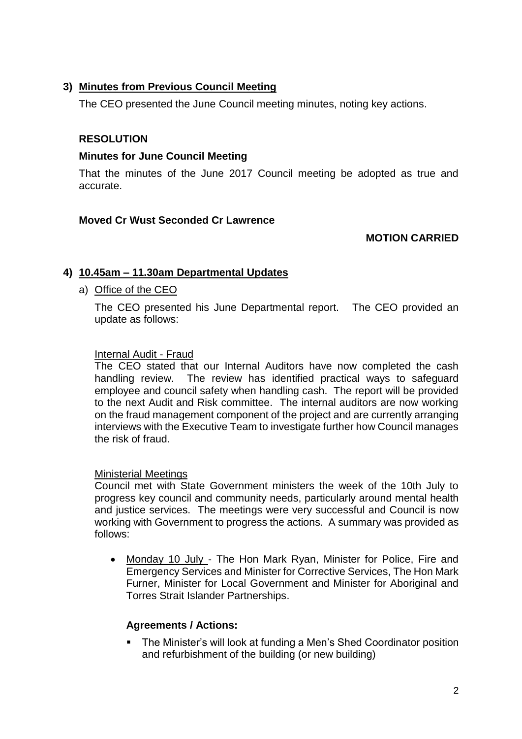## 3) Minutes from Previous Council Meeting

The CEO presented the June Council meeting minutes, noting key actions.

**RESOLUTION**

**Minutes for June Council Meeting**

That the minutes of the June 2017 Council meeting be adopted as true and accurate.

**Moved Cr Wust Seconded Cr Lawrence**

**MOTION CARRIED**

## 4) 10.45am – 11.30am Departmental Updates

a) Office of the CEO

The CEO presented his June Departmental report. The CEO provided an update as follows:

Internal Audit - Fraud

The CEO stated that our Internal Auditors have now completed the cash handling review. The review has identified practical ways to safeguard employee and council safety when handling cash. The report will be provided to the next Audit and Risk committee. The internal auditors are now working on the fraud management component of the project and are currently arranging interviews with the Executive Team to investigate further how Council manages the risk of fraud.

Ministerial Meetings

Council met with State Government ministers the week of the 10th July to progress key council and community needs, particularly around mental health and justice services. The meetings were very successful and Council is now working with Government to progress the actions. A summary was provided as follows:

- Monday 10 July - The Hon Mark Ryan, Minister for Police, Fire and Emergency Services and Minister for Corrective Services, The Hon Mark Furner, Minister for Local Government and Minister for Aboriginal and Torres Strait Islander Partnerships.

**Agreements / Actions:**

- The Minister's will look at funding a Men's Shed Coordinator position and refurbishment of the building (or new building)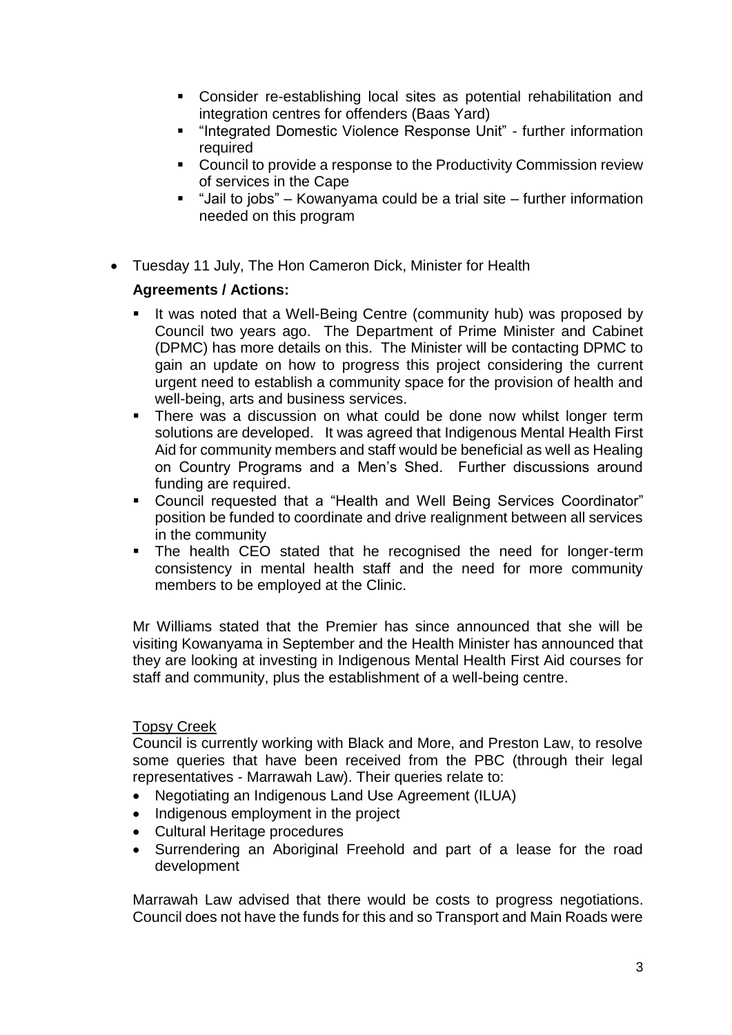- Consider re-establishing local sites as potential rehabilitation and integration centres for offenders (Baas Yard)
    - "Integrated Domestic Violence Response Unit" - further information required
    - Council to provide a response to the Productivity Commission review of services in the Cape
    - "Jail to jobs" – Kowanyama could be a trial site – further information needed on this program

- Tuesday 11 July, The Hon Cameron Dick, Minister for Health

  **Agreements / Actions:**

    - It was noted that a Well-Being Centre (community hub) was proposed by Council two years ago. The Department of Prime Minister and Cabinet (DPMC) has more details on this. The Minister will be contacting DPMC to gain an update on how to progress this project considering the current urgent need to establish a community space for the provision of health and well-being, arts and business services.
    - There was a discussion on what could be done now whilst longer term solutions are developed. It was agreed that Indigenous Mental Health First Aid for community members and staff would be beneficial as well as Healing on Country Programs and a Men's Shed. Further discussions around funding are required.
    - Council requested that a "Health and Well Being Services Coordinator" position be funded to coordinate and drive realignment between all services in the community
    - The health CEO stated that he recognised the need for longer-term consistency in mental health staff and the need for more community members to be employed at the Clinic.

  Mr Williams stated that the Premier has since announced that she will be visiting Kowanyama in September and the Health Minister has announced that they are looking at investing in Indigenous Mental Health First Aid courses for staff and community, plus the establishment of a well-being centre.

<u>Topsy Creek</u>

Council is currently working with Black and More, and Preston Law, to resolve some queries that have been received from the PBC (through their legal representatives - Marrawah Law). Their queries relate to:

- Negotiating an Indigenous Land Use Agreement (ILUA)
- Indigenous employment in the project
- Cultural Heritage procedures
- Surrendering an Aboriginal Freehold and part of a lease for the road development

Marrawah Law advised that there would be costs to progress negotiations. Council does not have the funds for this and so Transport and Main Roads were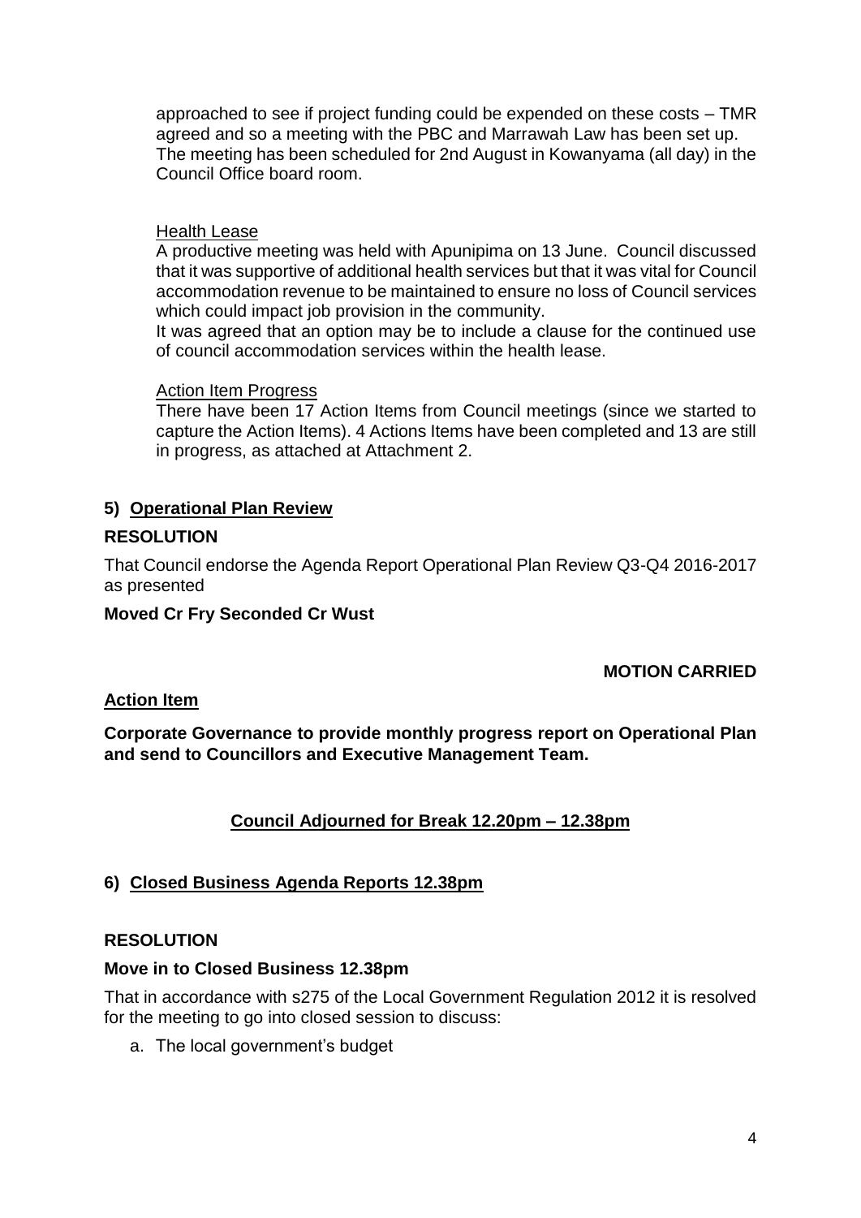approached to see if project funding could be expended on these costs – TMR agreed and so a meeting with the PBC and Marrawah Law has been set up. The meeting has been scheduled for 2nd August in Kowanyama (all day) in the Council Office board room.

Health Lease

A productive meeting was held with Apunipima on 13 June. Council discussed that it was supportive of additional health services but that it was vital for Council accommodation revenue to be maintained to ensure no loss of Council services which could impact job provision in the community.

It was agreed that an option may be to include a clause for the continued use of council accommodation services within the health lease.

Action Item Progress

There have been 17 Action Items from Council meetings (since we started to capture the Action Items). 4 Actions Items have been completed and 13 are still in progress, as attached at Attachment 2.

## 5) Operational Plan Review

**RESOLUTION**

That Council endorse the Agenda Report Operational Plan Review Q3-Q4 2016-2017 as presented

**Moved Cr Fry Seconded Cr Wust**

**MOTION CARRIED**

**Action Item**

**Corporate Governance to provide monthly progress report on Operational Plan and send to Councillors and Executive Management Team.**

**Council Adjourned for Break 12.20pm – 12.38pm**

## 6) Closed Business Agenda Reports 12.38pm

**RESOLUTION**

**Move in to Closed Business 12.38pm**

That in accordance with s275 of the Local Government Regulation 2012 it is resolved for the meeting to go into closed session to discuss:

a. The local government's budget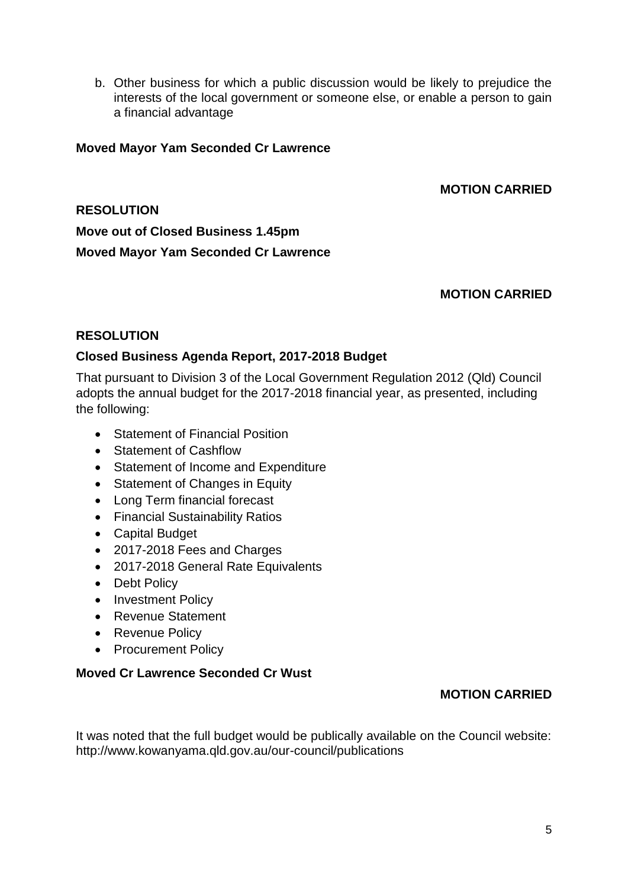b. Other business for which a public discussion would be likely to prejudice the interests of the local government or someone else, or enable a person to gain a financial advantage

**Moved Mayor Yam Seconded Cr Lawrence**

**MOTION CARRIED**

**RESOLUTION**

**Move out of Closed Business 1.45pm**

**Moved Mayor Yam Seconded Cr Lawrence**

**MOTION CARRIED**

**RESOLUTION**

**Closed Business Agenda Report, 2017-2018 Budget**

That pursuant to Division 3 of the Local Government Regulation 2012 (Qld) Council adopts the annual budget for the 2017-2018 financial year, as presented, including the following:

- Statement of Financial Position
- Statement of Cashflow
- Statement of Income and Expenditure
- Statement of Changes in Equity
- Long Term financial forecast
- Financial Sustainability Ratios
- Capital Budget
- 2017-2018 Fees and Charges
- 2017-2018 General Rate Equivalents
- Debt Policy
- Investment Policy
- Revenue Statement
- Revenue Policy
- Procurement Policy

**Moved Cr Lawrence Seconded Cr Wust**

**MOTION CARRIED**

It was noted that the full budget would be publically available on the Council website: http://www.kowanyama.qld.gov.au/our-council/publications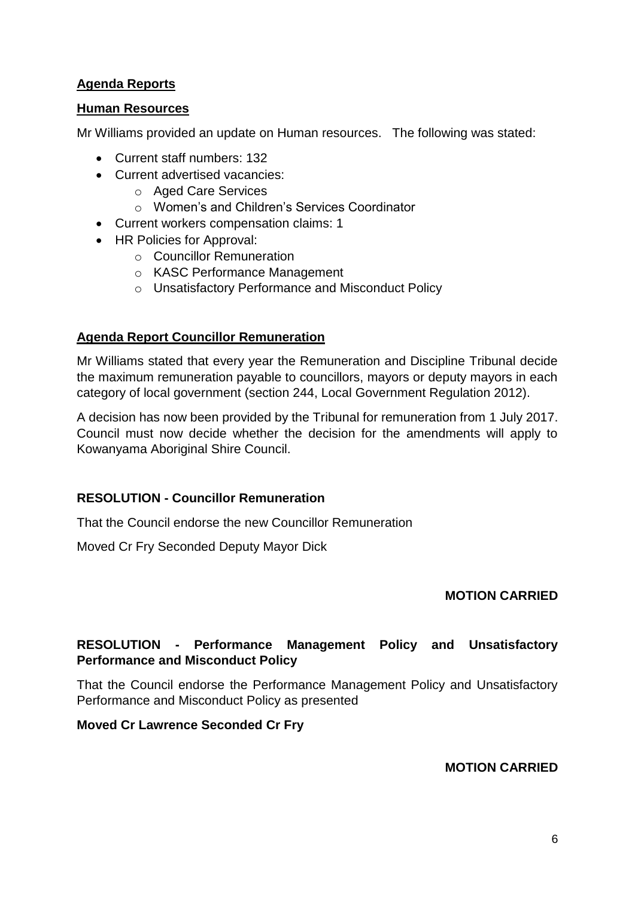## Agenda Reports

## Human Resources

Mr Williams provided an update on Human resources. The following was stated:

- Current staff numbers: 132
- Current advertised vacancies:
  - Aged Care Services
  - Women's and Children's Services Coordinator
- Current workers compensation claims: 1
- HR Policies for Approval:
  - Councillor Remuneration
  - KASC Performance Management
  - Unsatisfactory Performance and Misconduct Policy

## Agenda Report Councillor Remuneration

Mr Williams stated that every year the Remuneration and Discipline Tribunal decide the maximum remuneration payable to councillors, mayors or deputy mayors in each category of local government (section 244, Local Government Regulation 2012).

A decision has now been provided by the Tribunal for remuneration from 1 July 2017. Council must now decide whether the decision for the amendments will apply to Kowanyama Aboriginal Shire Council.

### RESOLUTION - Councillor Remuneration

That the Council endorse the new Councillor Remuneration

Moved Cr Fry Seconded Deputy Mayor Dick

**MOTION CARRIED**

### RESOLUTION - Performance Management Policy and Unsatisfactory Performance and Misconduct Policy

That the Council endorse the Performance Management Policy and Unsatisfactory Performance and Misconduct Policy as presented

**Moved Cr Lawrence Seconded Cr Fry**

**MOTION CARRIED**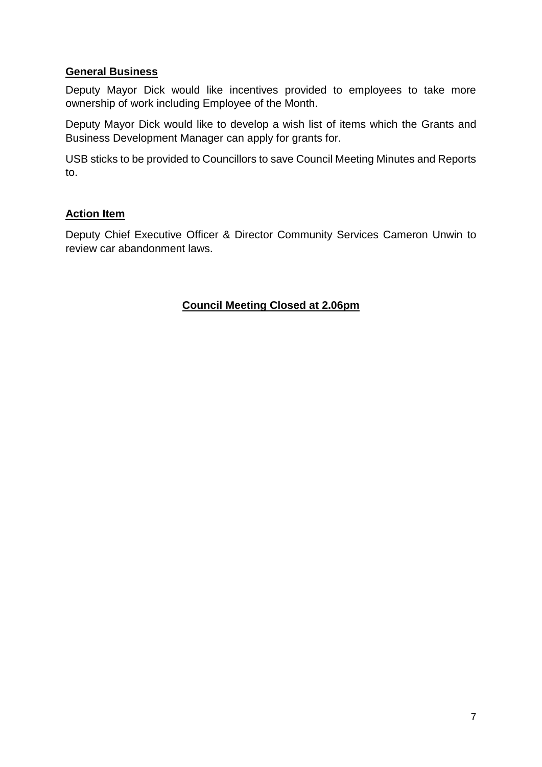**General Business**

Deputy Mayor Dick would like incentives provided to employees to take more ownership of work including Employee of the Month.

Deputy Mayor Dick would like to develop a wish list of items which the Grants and Business Development Manager can apply for grants for.

USB sticks to be provided to Councillors to save Council Meeting Minutes and Reports to.

**Action Item**

Deputy Chief Executive Officer & Director Community Services Cameron Unwin to review car abandonment laws.

**Council Meeting Closed at 2.06pm**